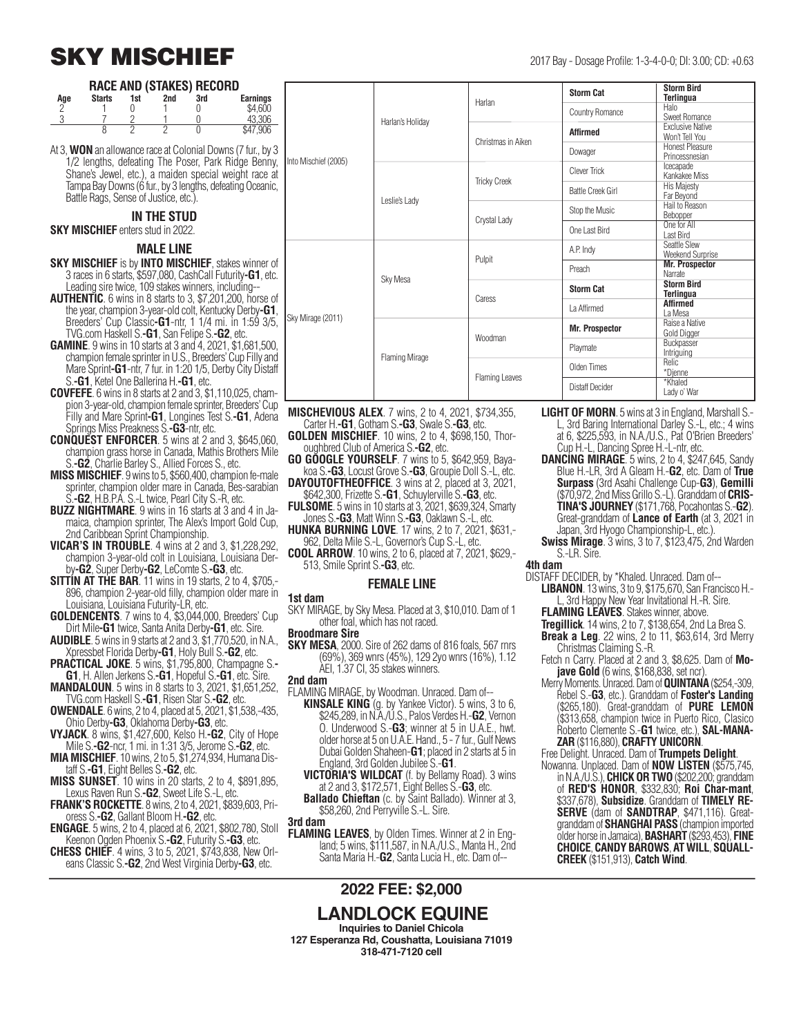# SKY MISCHIEF

2017 Bay - Dosage Profile: 1-3-4-0-0; DI: 3.00; CD: +0.63

## RACE AND (STAKES) RECORD

| Age | Starts | 1st | 2nd | 3rd | Earnings |
|---|---|---|---|---|---|
| 2 | 1 | 0 | 1 | 0 | $4,600 |
| 3 | 7 | 2 | 1 | 0 | 43,306 |
| | 8 | 2 | 2 | 0 | $47,906 |

At 3, **WON** an allowance race at Colonial Downs (7 fur., by 3 1/2 lengths, defeating The Poser, Park Ridge Benny, Shane's Jewel, etc.), a maiden special weight race at Tampa Bay Downs (6 fur., by 3 lengths, defeating Oceanic, Battle Rags, Sense of Justice, etc.).

## IN THE STUD

**SKY MISCHIEF** enters stud in 2022.

| | | | | |
|---|---|---|---|---|
| Into Mischief (2005) | Harlan's Holiday | Harlan | **Storm Cat** | **Storm Bird** / **Terlingua** |
| | | | Country Romance | Halo / Sweet Romance |
| | | Christmas in Aiken | **Affirmed** | Exclusive Native / Won't Tell You |
| | | | Dowager | Honest Pleasure / Princessnesian |
| | Leslie's Lady | Tricky Creek | Clever Trick | Icecapade / Kankakee Miss |
| | | | Battle Creek Girl | His Majesty / Far Beyond |
| | | Crystal Lady | Stop the Music | Hail to Reason / Bebopper |
| | | | One Last Bird | One for All / Last Bird |
| Sky Mirage (2011) | Sky Mesa | Pulpit | A.P. Indy | Seattle Slew / Weekend Surprise |
| | | | Preach | **Mr. Prospector** / Narrate |
| | | Caress | **Storm Cat** | **Storm Bird** / **Terlingua** |
| | | | La Affirmed | **Affirmed** / La Mesa |
| | Flaming Mirage | Woodman | **Mr. Prospector** | Raise a Native / Gold Digger |
| | | | Playmate | Buckpasser / Intriguing |
| | | Flaming Leaves | Olden Times | Relic / *Djenne |
| | | | Distaff Decider | *Khaled / Lady o' War |

## MALE LINE

**SKY MISCHIEF** is by **INTO MISCHIEF**, stakes winner of 3 races in 6 starts, $597,080, CashCall Futurity**-G1**, etc. Leading sire twice, 109 stakes winners, including--

**AUTHENTIC**. 6 wins in 8 starts to 3, $7,201,200, horse of the year, champion 3-year-old colt, Kentucky Derby**-G1**, Breeders' Cup Classic**-G1**-ntr, 1 1/4 mi. in 1:59 3/5, TVG.com Haskell S.**-G1**, San Felipe S.**-G2**, etc.

**GAMINE**. 9 wins in 10 starts at 3 and 4, 2021, $1,681,500, champion female sprinter in U.S., Breeders' Cup Filly and Mare Sprint**-G1**-ntr, 7 fur. in 1:20 1/5, Derby City Distaff S.**-G1**, Ketel One Ballerina H.**-G1**, etc.

**COVFEFE**. 6 wins in 8 starts at 2 and 3, $1,110,025, champion 3-year-old, champion female sprinter, Breeders' Cup Filly and Mare Sprint**-G1**, Longines Test S.**-G1**, Adena Springs Miss Preakness S.**-G3**-ntr, etc.

**CONQUEST ENFORCER**. 5 wins at 2 and 3, $645,060, champion grass horse in Canada, Mathis Brothers Mile S.**-G2**, Charlie Barley S., Allied Forces S., etc.

**MISS MISCHIEF**. 9 wins to 5, $560,400, champion female sprinter, champion older mare in Canada, Bes-sarabian S.**-G2**, H.B.P.A. S.-L twice, Pearl City S.-R, etc.

**BUZZ NIGHTMARE**. 9 wins in 16 starts at 3 and 4 in Jamaica, champion sprinter, The Alex's Import Gold Cup, 2nd Caribbean Sprint Championship.

**VICAR'S IN TROUBLE**. 4 wins at 2 and 3, $1,228,292, champion 3-year-old colt in Louisiana, Louisiana Derby**-G2**, Super Derby**-G2**, LeComte S.**-G3**, etc.

**SITTIN AT THE BAR**. 11 wins in 19 starts, 2 to 4, $705,-896, champion 2-year-old filly, champion older mare in Louisiana, Louisiana Futurity-LR, etc.

**GOLDENCENTS**. 7 wins to 4, $3,044,000, Breeders' Cup Dirt Mile**-G1** twice, Santa Anita Derby**-G1**, etc. Sire.

**AUDIBLE**. 5 wins in 9 starts at 2 and 3, $1,770,520, in N.A., Xpressbet Florida Derby**-G1**, Holy Bull S.**-G2**, etc.

**PRACTICAL JOKE**. 5 wins, $1,795,800, Champagne S.**-G1**, H. Allen Jerkens S.**-G1**, Hopeful S.**-G1**, etc. Sire.

**MANDALOUN**. 5 wins in 8 starts to 3, 2021, $1,651,252, TVG.com Haskell S.**-G1**, Risen Star S.**-G2**, etc.

**OWENDALE**. 6 wins, 2 to 4, placed at 5, 2021, $1,538,-435, Ohio Derby**-G3**, Oklahoma Derby**-G3**, etc.

**VYJACK**. 8 wins, $1,427,600, Kelso H.**-G2**, City of Hope Mile S.**-G2**-ncr, 1 mi. in 1:31 3/5, Jerome S.**-G2**, etc.

**MIA MISCHIEF**. 10 wins, 2 to 5, $1,274,934, Humana Distaff S.**-G1**, Eight Belles S.**-G2**, etc.

**MISS SUNSET**. 10 wins in 20 starts, 2 to 4, $891,895, Lexus Raven Run S.**-G2**, Sweet Life S.-L, etc.

**FRANK'S ROCKETTE**. 8 wins, 2 to 4, 2021, $839,603, Prioress S.**-G2**, Gallant Bloom H.**-G2**, etc.

**ENGAGE**. 5 wins, 2 to 4, placed at 6, 2021, $802,780, Stoll Keenon Ogden Phoenix S.**-G2**, Futurity S.**-G3**, etc.

**CHESS CHIEF**. 4 wins, 3 to 5, 2021, $743,838, New Orleans Classic S.**-G2**, 2nd West Virginia Derby**-G3**, etc.

**MISCHEVIOUS ALEX**. 7 wins, 2 to 4, 2021, $734,355, Carter H.**-G1**, Gotham S.**-G3**, Swale S.**-G3**, etc.

**GOLDEN MISCHIEF**. 10 wins, 2 to 4, $698,150, Thoroughbred Club of America S.**-G2**, etc.

**GO GOOGLE YOURSELF**. 7 wins to 5, $642,959, Bayakoa S.**-G3**, Locust Grove S.**-G3**, Groupie Doll S.-L, etc.

**DAYOUTOFTHEOFFICE**. 3 wins at 2, placed at 3, 2021, $642,300, Frizette S.**-G1**, Schuylerville S.**-G3**, etc.

**FULSOME**. 5 wins in 10 starts at 3, 2021, $639,324, Smarty Jones S.**-G3**, Matt Winn S.**-G3**, Oaklawn S.-L, etc.

**HUNKA BURNING LOVE**. 17 wins, 2 to 7, 2021, $631,-962, Delta Mile S.-L, Governor's Cup S.-L, etc.

**COOL ARROW**. 10 wins, 2 to 6, placed at 7, 2021, $629,-513, Smile Sprint S.**-G3**, etc.

## FEMALE LINE

**1st dam**

SKY MIRAGE, by Sky Mesa. Placed at 3, $10,010. Dam of 1 other foal, which has not raced.

**Broodmare Sire**

**SKY MESA**, 2000. Sire of 262 dams of 816 foals, 567 rnrs (69%), 369 wnrs (45%), 129 2yo wnrs (16%), 1.12 AEI, 1.37 CI, 35 stakes winners.

**2nd dam**

FLAMING MIRAGE, by Woodman. Unraced. Dam of--

**KINSALE KING** (g. by Yankee Victor). 5 wins, 3 to 6, $245,289, in N.A./U.S., Palos Verdes H.**-G2**, Vernon O. Underwood S.**-G3**; winner at 5 in U.A.E., hwt. older horse at 5 on U.A.E. Hand., 5 - 7 fur., Gulf News Dubai Golden Shaheen**-G1**; placed in 2 starts at 5 in England, 3rd Golden Jubilee S.**-G1**.

**VICTORIA'S WILDCAT** (f. by Bellamy Road). 3 wins at 2 and 3, $172,571, Eight Belles S.**-G3**, etc.

**Ballado Chieftan** (c. by Saint Ballado). Winner at 3, $58,260, 2nd Perryville S.-L. Sire.

**3rd dam**

**FLAMING LEAVES**, by Olden Times. Winner at 2 in England; 5 wins, $111,587, in N.A./U.S., Manta H., 2nd Santa Maria H.**-G2**, Santa Lucia H., etc. Dam of--

**LIGHT OF MORN**. 5 wins at 3 in England, Marshall S.-L, 3rd Baring International Darley S.-L, etc.; 4 wins at 6, $225,593, in N.A./U.S., Pat O'Brien Breeders' Cup H.-L, Dancing Spree H.-L-ntr, etc.

**DANCING MIRAGE**. 5 wins, 2 to 4, $247,645, Sandy Blue H.-LR, 3rd A Gleam H.**-G2**, etc. Dam of **True Surpass** (3rd Asahi Challenge Cup**-G3**), **Gemilli** ($70,972, 2nd Miss Grillo S.-L). Granddam of **CRISTINA'S JOURNEY** ($171,768, Pocahontas S.**-G2**). Great-granddam of **Lance of Earth** (at 3, 2021 in Japan, 3rd Hyogo Championship-L, etc.).

**Swiss Mirage**. 3 wins, 3 to 7, $123,475, 2nd Warden S.-LR. Sire.

**4th dam**

DISTAFF DECIDER, by *Khaled. Unraced. Dam of--

**LIBANON**. 13 wins, 3 to 9, $175,670, San Francisco H.-L, 3rd Happy New Year Invitational H.-R. Sire.

**FLAMING LEAVES**. Stakes winner, above.

**Tregillick**. 14 wins, 2 to 7, $138,654, 2nd La Brea S.

**Break a Leg**. 22 wins, 2 to 11, $63,614, 3rd Merry Christmas Claiming S.-R.

Fetch n Carry. Placed at 2 and 3, $8,625. Dam of **Mojave Gold** (6 wins, $168,838, set ncr).

Merry Moments. Unraced. Dam of **QUINTANA** ($254,-309, Rebel S.**-G3**, etc.). Granddam of **Foster's Landing** ($265,180). Great-granddam of **PURE LEMON** ($313,658, champion twice in Puerto Rico, Clasico Roberto Clemente S.**-G1** twice, etc.), **SAL-MANA-ZAR** ($116,880), **CRAFTY UNICORN**.

Free Delight. Unraced. Dam of **Trumpets Delight**.

Nowanna. Unplaced. Dam of **NOW LISTEN** ($575,745, in N.A./U.S.), **CHICK OR TWO** ($202,200; granddam of **RED'S HONOR**, $332,830; **Roi Char-mant**, $337,678), **Subsidize**. Granddam of **TIMELY RESERVE** (dam of **SANDTRAP**, $471,116). Great-granddam of **SHANGHAI PASS** (champion imported older horse in Jamaica), **BASHART** ($293,453), **FINE CHOICE**, **CANDY BAROWS**, **AT WILL**, **SQUALL-CREEK** ($151,913), **Catch Wind**.

## 2022 FEE: $2,000

## LANDLOCK EQUINE

**Inquiries to Daniel Chicola**
**127 Esperanza Rd, Coushatta, Louisiana 71019**
**318-471-7120 cell**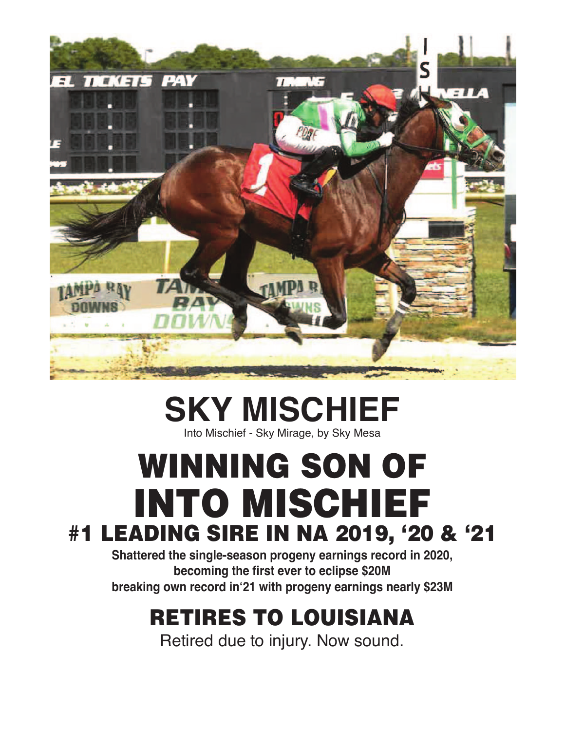# SKY MISCHIEF

Into Mischief - Sky Mirage, by Sky Mesa

# WINNING SON OF INTO MISCHIEF

## #1 LEADING SIRE IN NA 2019, '20 & '21

**Shattered the single-season progeny earnings record in 2020, becoming the first ever to eclipse $20M breaking own record in'21 with progeny earnings nearly $23M**

## RETIRES TO LOUISIANA

Retired due to injury. Now sound.